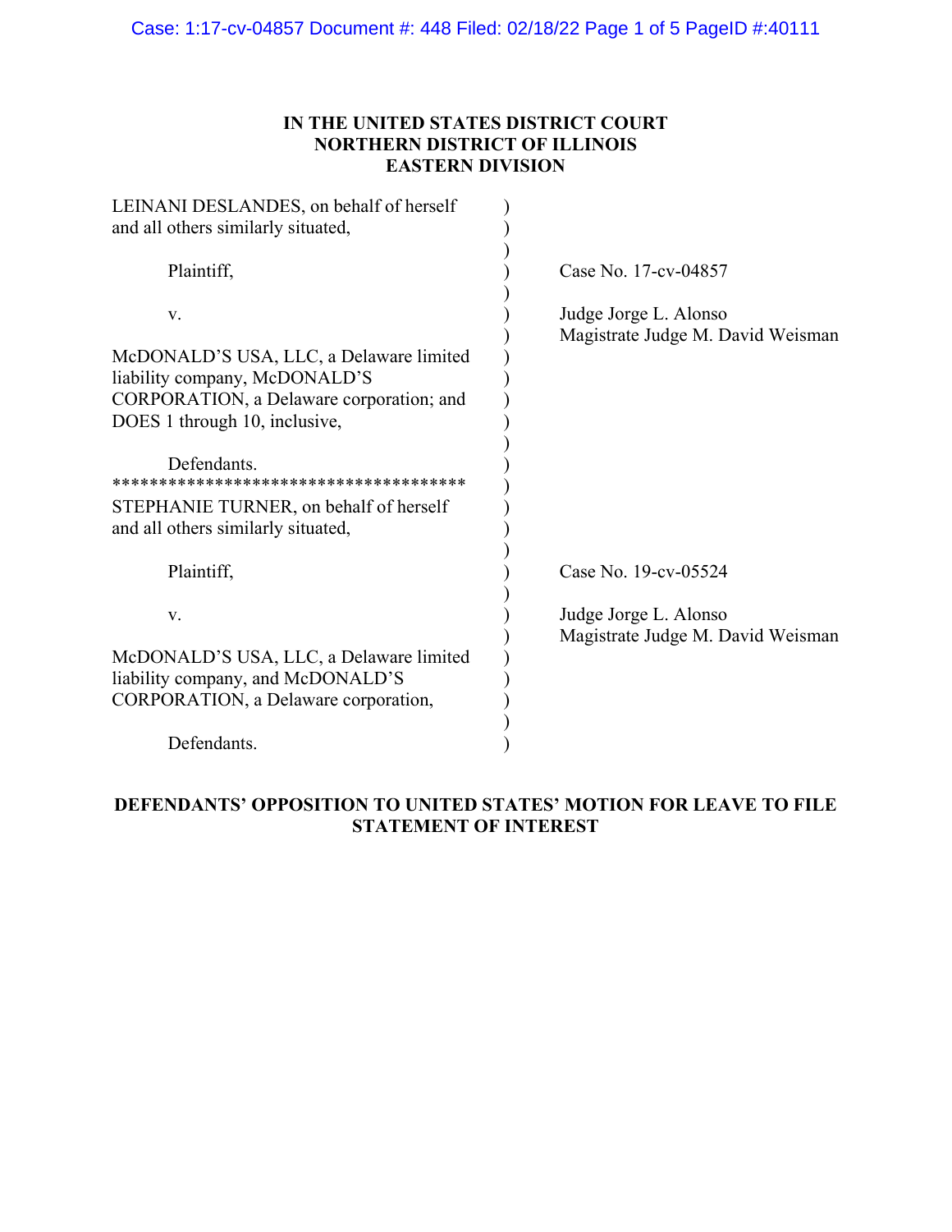**IN THE UNITED STATES DISTRICT COURT**
**NORTHERN DISTRICT OF ILLINOIS**
**EASTERN DIVISION**

| | | |
|---|---|---|
| LEINANI DESLANDES, on behalf of herself and all others similarly situated, | ) | |
| Plaintiff, | ) | Case No. 17-cv-04857 |
| v. | ) | Judge Jorge L. Alonso<br>Magistrate Judge M. David Weisman |
| McDONALD'S USA, LLC, a Delaware limited liability company, McDONALD'S CORPORATION, a Delaware corporation; and DOES 1 through 10, inclusive, | ) | |
| Defendants. | ) | |
| ************************************** | ) | |
| STEPHANIE TURNER, on behalf of herself and all others similarly situated, | ) | |
| Plaintiff, | ) | Case No. 19-cv-05524 |
| v. | ) | Judge Jorge L. Alonso<br>Magistrate Judge M. David Weisman |
| McDONALD'S USA, LLC, a Delaware limited liability company, and McDONALD'S CORPORATION, a Delaware corporation, | ) | |
| Defendants. | ) | |

**DEFENDANTS' OPPOSITION TO UNITED STATES' MOTION FOR LEAVE TO FILE STATEMENT OF INTEREST**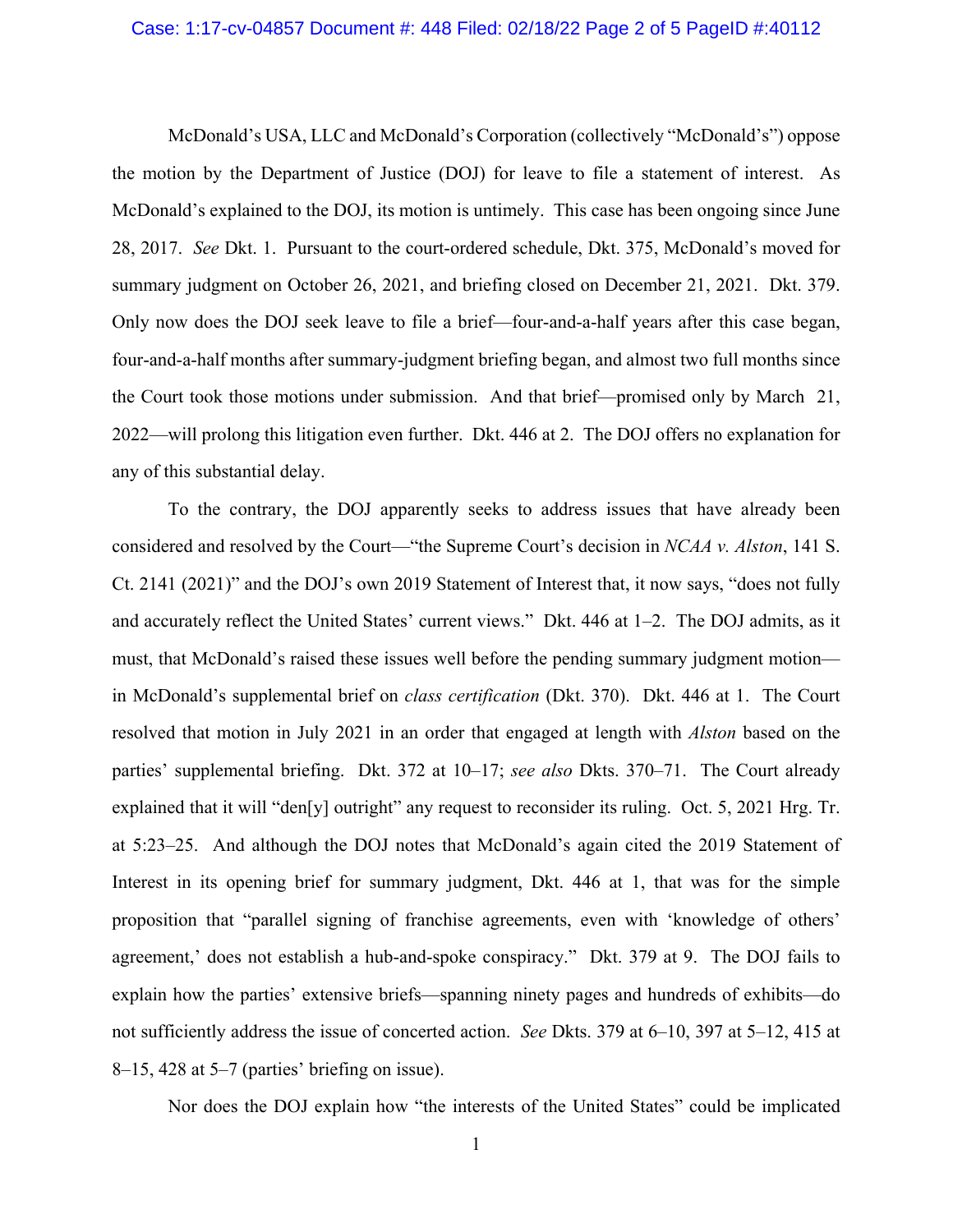McDonald's USA, LLC and McDonald's Corporation (collectively "McDonald's") oppose the motion by the Department of Justice (DOJ) for leave to file a statement of interest. As McDonald's explained to the DOJ, its motion is untimely. This case has been ongoing since June 28, 2017. *See* Dkt. 1. Pursuant to the court-ordered schedule, Dkt. 375, McDonald's moved for summary judgment on October 26, 2021, and briefing closed on December 21, 2021. Dkt. 379. Only now does the DOJ seek leave to file a brief—four-and-a-half years after this case began, four-and-a-half months after summary-judgment briefing began, and almost two full months since the Court took those motions under submission. And that brief—promised only by March 21, 2022—will prolong this litigation even further. Dkt. 446 at 2. The DOJ offers no explanation for any of this substantial delay.

To the contrary, the DOJ apparently seeks to address issues that have already been considered and resolved by the Court—"the Supreme Court's decision in *NCAA v. Alston*, 141 S. Ct. 2141 (2021)" and the DOJ's own 2019 Statement of Interest that, it now says, "does not fully and accurately reflect the United States' current views." Dkt. 446 at 1–2. The DOJ admits, as it must, that McDonald's raised these issues well before the pending summary judgment motion—in McDonald's supplemental brief on *class certification* (Dkt. 370). Dkt. 446 at 1. The Court resolved that motion in July 2021 in an order that engaged at length with *Alston* based on the parties' supplemental briefing. Dkt. 372 at 10–17; *see also* Dkts. 370–71. The Court already explained that it will "den[y] outright" any request to reconsider its ruling. Oct. 5, 2021 Hrg. Tr. at 5:23–25. And although the DOJ notes that McDonald's again cited the 2019 Statement of Interest in its opening brief for summary judgment, Dkt. 446 at 1, that was for the simple proposition that "parallel signing of franchise agreements, even with 'knowledge of others' agreement,' does not establish a hub-and-spoke conspiracy." Dkt. 379 at 9. The DOJ fails to explain how the parties' extensive briefs—spanning ninety pages and hundreds of exhibits—do not sufficiently address the issue of concerted action. *See* Dkts. 379 at 6–10, 397 at 5–12, 415 at 8–15, 428 at 5–7 (parties' briefing on issue).

Nor does the DOJ explain how "the interests of the United States" could be implicated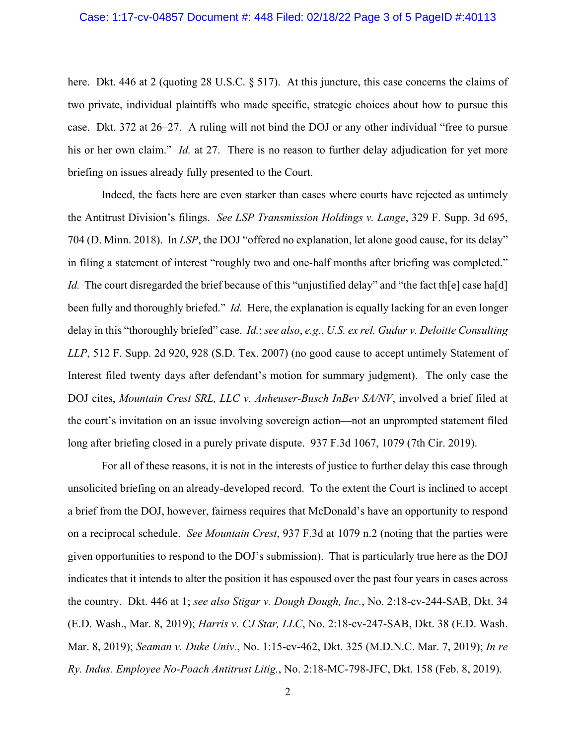here. Dkt. 446 at 2 (quoting 28 U.S.C. § 517). At this juncture, this case concerns the claims of two private, individual plaintiffs who made specific, strategic choices about how to pursue this case. Dkt. 372 at 26–27. A ruling will not bind the DOJ or any other individual "free to pursue his or her own claim." *Id.* at 27. There is no reason to further delay adjudication for yet more briefing on issues already fully presented to the Court.

Indeed, the facts here are even starker than cases where courts have rejected as untimely the Antitrust Division's filings. *See LSP Transmission Holdings v. Lange*, 329 F. Supp. 3d 695, 704 (D. Minn. 2018). In *LSP*, the DOJ "offered no explanation, let alone good cause, for its delay" in filing a statement of interest "roughly two and one-half months after briefing was completed." *Id.* The court disregarded the brief because of this "unjustified delay" and "the fact th[e] case ha[d] been fully and thoroughly briefed." *Id.* Here, the explanation is equally lacking for an even longer delay in this "thoroughly briefed" case. *Id.*; *see also*, *e.g.*, *U.S. ex rel. Gudur v. Deloitte Consulting LLP*, 512 F. Supp. 2d 920, 928 (S.D. Tex. 2007) (no good cause to accept untimely Statement of Interest filed twenty days after defendant's motion for summary judgment). The only case the DOJ cites, *Mountain Crest SRL, LLC v. Anheuser-Busch InBev SA/NV*, involved a brief filed at the court's invitation on an issue involving sovereign action—not an unprompted statement filed long after briefing closed in a purely private dispute. 937 F.3d 1067, 1079 (7th Cir. 2019).

For all of these reasons, it is not in the interests of justice to further delay this case through unsolicited briefing on an already-developed record. To the extent the Court is inclined to accept a brief from the DOJ, however, fairness requires that McDonald's have an opportunity to respond on a reciprocal schedule. *See Mountain Crest*, 937 F.3d at 1079 n.2 (noting that the parties were given opportunities to respond to the DOJ's submission). That is particularly true here as the DOJ indicates that it intends to alter the position it has espoused over the past four years in cases across the country. Dkt. 446 at 1; *see also Stigar v. Dough Dough, Inc.*, No. 2:18-cv-244-SAB, Dkt. 34 (E.D. Wash., Mar. 8, 2019); *Harris v. CJ Star, LLC*, No. 2:18-cv-247-SAB, Dkt. 38 (E.D. Wash. Mar. 8, 2019); *Seaman v. Duke Univ.*, No. 1:15-cv-462, Dkt. 325 (M.D.N.C. Mar. 7, 2019); *In re Ry. Indus. Employee No-Poach Antitrust Litig.*, No. 2:18-MC-798-JFC, Dkt. 158 (Feb. 8, 2019).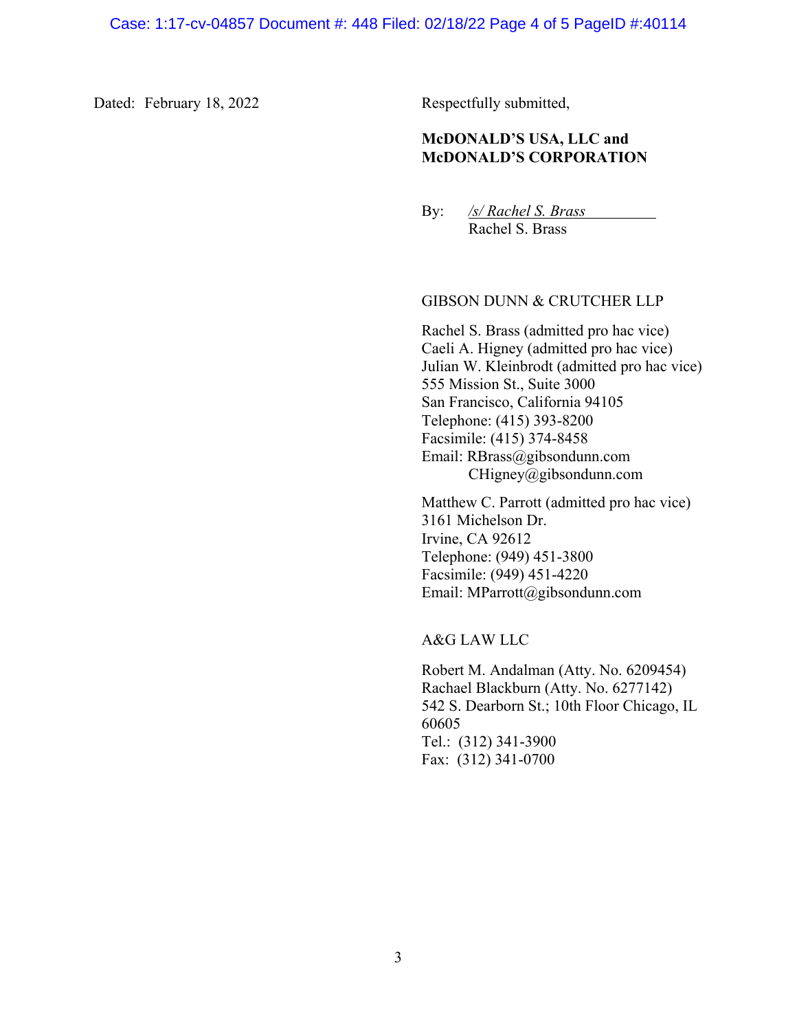Dated: February 18, 2022

Respectfully submitted,

**McDONALD'S USA, LLC and McDONALD'S CORPORATION**

By: */s/ Rachel S. Brass*
Rachel S. Brass

GIBSON DUNN & CRUTCHER LLP

Rachel S. Brass (admitted pro hac vice)
Caeli A. Higney (admitted pro hac vice)
Julian W. Kleinbrodt (admitted pro hac vice)
555 Mission St., Suite 3000
San Francisco, California 94105
Telephone: (415) 393-8200
Facsimile: (415) 374-8458
Email: RBrass@gibsondunn.com
CHigney@gibsondunn.com

Matthew C. Parrott (admitted pro hac vice)
3161 Michelson Dr.
Irvine, CA 92612
Telephone: (949) 451-3800
Facsimile: (949) 451-4220
Email: MParrott@gibsondunn.com

A&G LAW LLC

Robert M. Andalman (Atty. No. 6209454)
Rachael Blackburn (Atty. No. 6277142)
542 S. Dearborn St.; 10th Floor Chicago, IL 60605
Tel.: (312) 341-3900
Fax: (312) 341-0700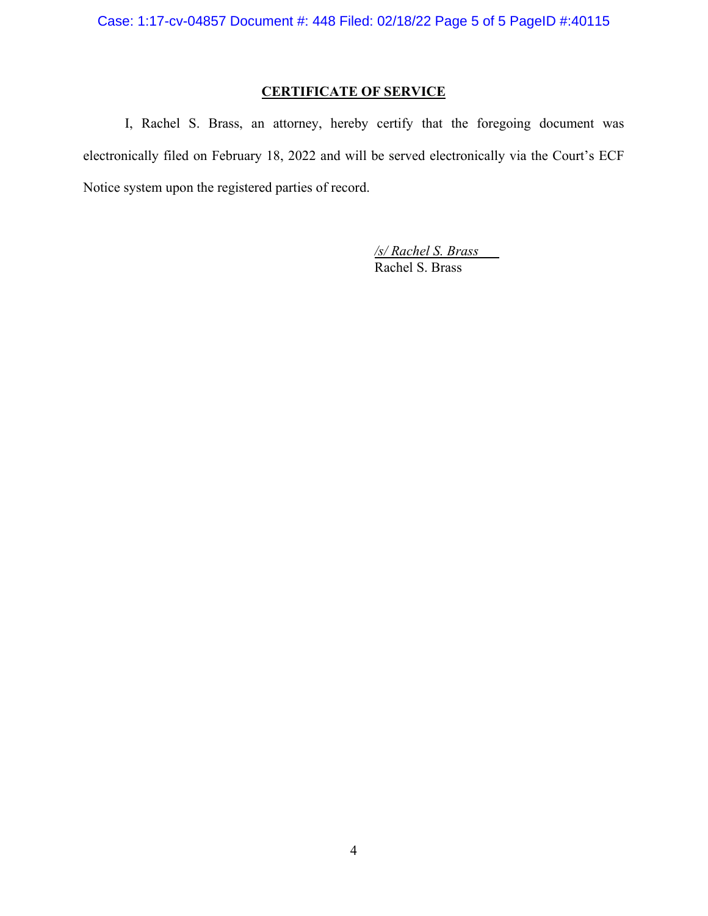## CERTIFICATE OF SERVICE

I, Rachel S. Brass, an attorney, hereby certify that the foregoing document was electronically filed on February 18, 2022 and will be served electronically via the Court's ECF Notice system upon the registered parties of record.

*/s/ Rachel S. Brass*
Rachel S. Brass